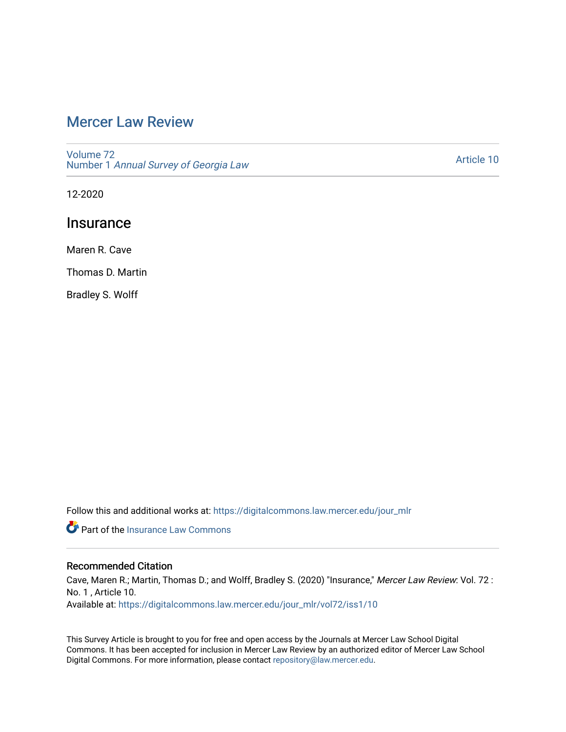# Mercer Law Review

Volume 72
Number 1 *Annual Survey of Georgia Law*

Article 10

12-2020

## Insurance

Maren R. Cave

Thomas D. Martin

Bradley S. Wolff

Follow this and additional works at: https://digitalcommons.law.mercer.edu/jour_mlr

Part of the Insurance Law Commons

### Recommended Citation

Cave, Maren R.; Martin, Thomas D.; and Wolff, Bradley S. (2020) "Insurance," *Mercer Law Review*: Vol. 72 : No. 1 , Article 10.
Available at: https://digitalcommons.law.mercer.edu/jour_mlr/vol72/iss1/10

This Survey Article is brought to you for free and open access by the Journals at Mercer Law School Digital Commons. It has been accepted for inclusion in Mercer Law Review by an authorized editor of Mercer Law School Digital Commons. For more information, please contact repository@law.mercer.edu.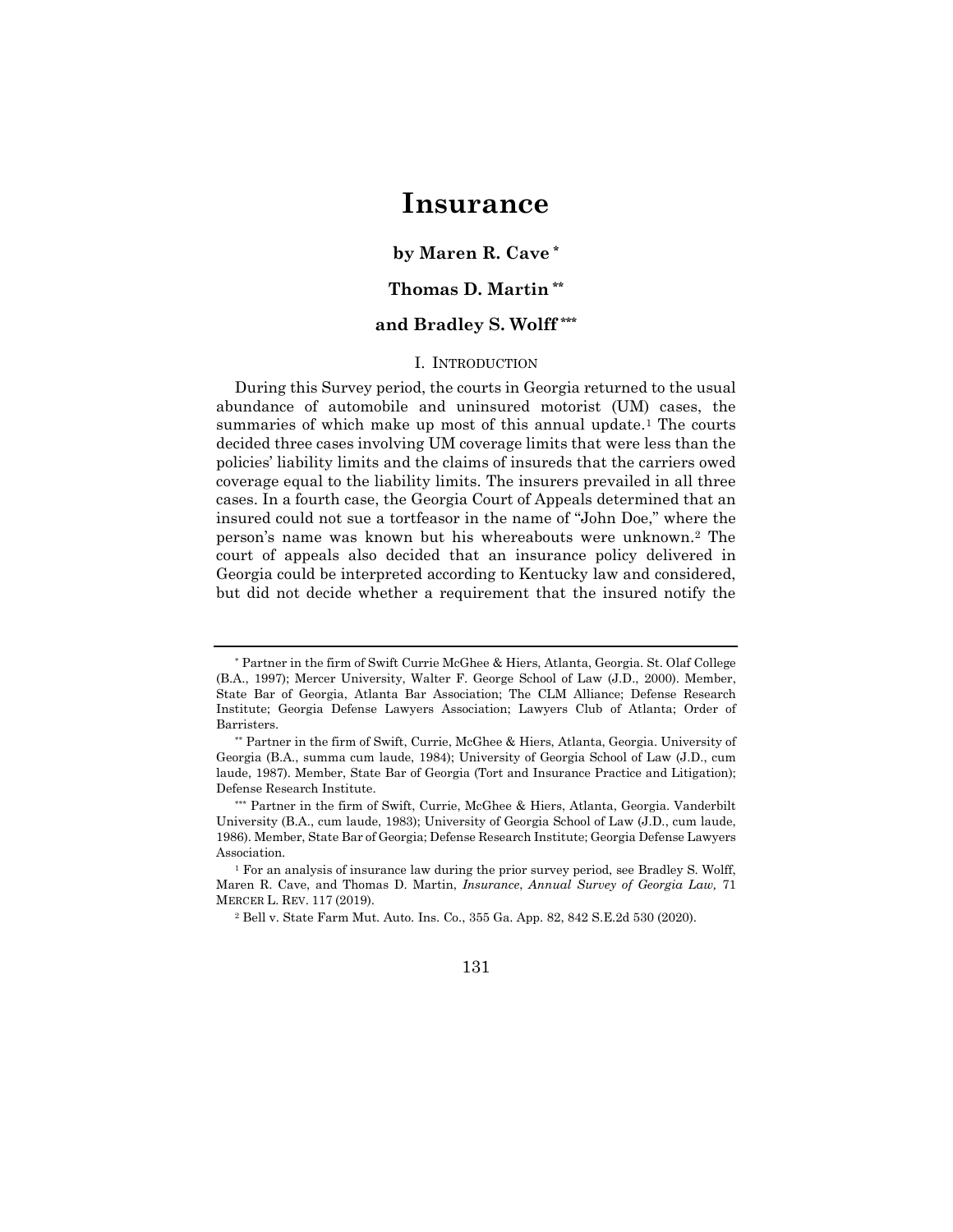# Insurance

**by Maren R. Cave** [*]

**Thomas D. Martin** [**]

**and Bradley S. Wolff** [***]

## I. INTRODUCTION

During this Survey period, the courts in Georgia returned to the usual abundance of automobile and uninsured motorist (UM) cases, the summaries of which make up most of this annual update.[1] The courts decided three cases involving UM coverage limits that were less than the policies' liability limits and the claims of insureds that the carriers owed coverage equal to the liability limits. The insurers prevailed in all three cases. In a fourth case, the Georgia Court of Appeals determined that an insured could not sue a tortfeasor in the name of "John Doe," where the person's name was known but his whereabouts were unknown.[2] The court of appeals also decided that an insurance policy delivered in Georgia could be interpreted according to Kentucky law and considered, but did not decide whether a requirement that the insured notify the

---

[*] Partner in the firm of Swift Currie McGhee & Hiers, Atlanta, Georgia. St. Olaf College (B.A., 1997); Mercer University, Walter F. George School of Law (J.D., 2000). Member, State Bar of Georgia, Atlanta Bar Association; The CLM Alliance; Defense Research Institute; Georgia Defense Lawyers Association; Lawyers Club of Atlanta; Order of Barristers.

[**] Partner in the firm of Swift, Currie, McGhee & Hiers, Atlanta, Georgia. University of Georgia (B.A., summa cum laude, 1984); University of Georgia School of Law (J.D., cum laude, 1987). Member, State Bar of Georgia (Tort and Insurance Practice and Litigation); Defense Research Institute.

[***] Partner in the firm of Swift, Currie, McGhee & Hiers, Atlanta, Georgia. Vanderbilt University (B.A., cum laude, 1983); University of Georgia School of Law (J.D., cum laude, 1986). Member, State Bar of Georgia; Defense Research Institute; Georgia Defense Lawyers Association.

[1] For an analysis of insurance law during the prior survey period, see Bradley S. Wolff, Maren R. Cave, and Thomas D. Martin, *Insurance*, *Annual Survey of Georgia Law,* 71 MERCER L. REV. 117 (2019).

[2] Bell v. State Farm Mut. Auto. Ins. Co., 355 Ga. App. 82, 842 S.E.2d 530 (2020).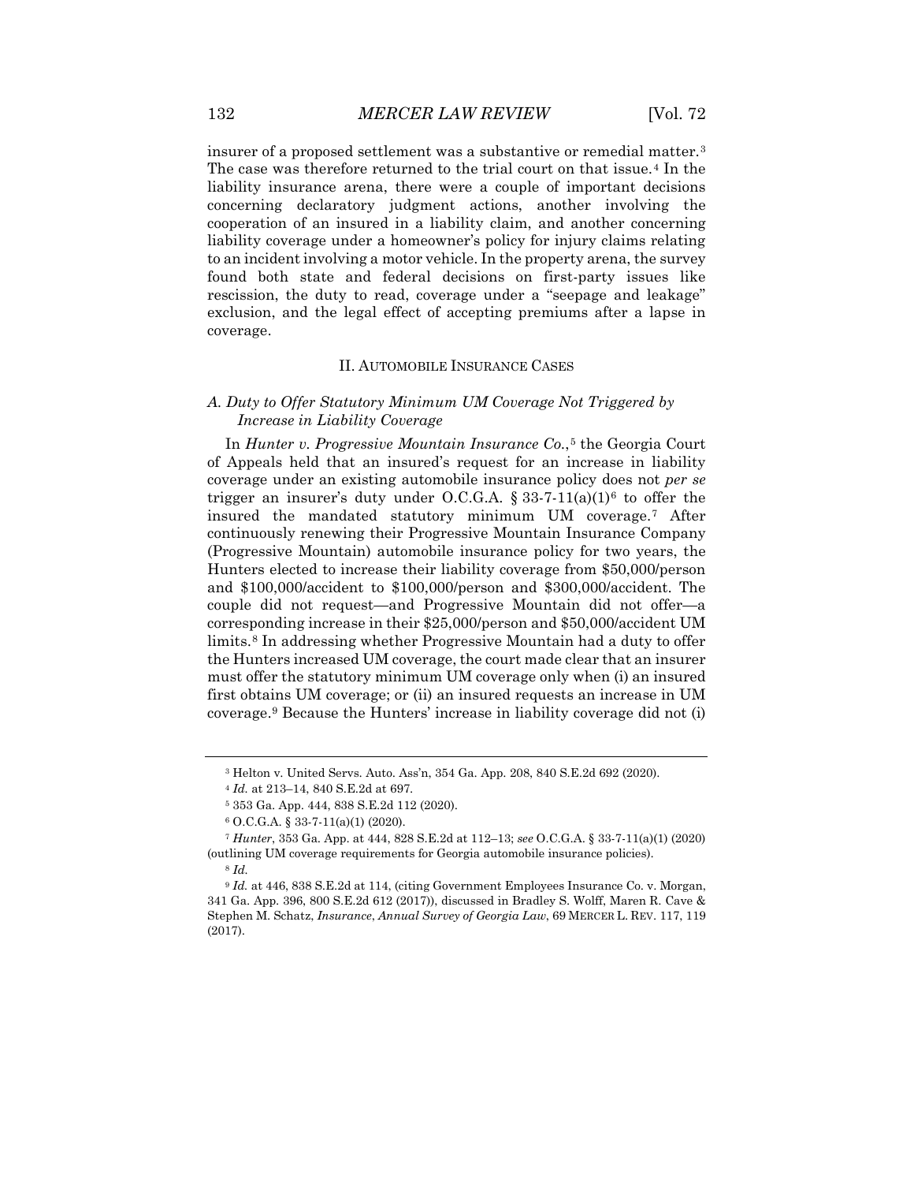insurer of a proposed settlement was a substantive or remedial matter.[3] The case was therefore returned to the trial court on that issue.[4] In the liability insurance arena, there were a couple of important decisions concerning declaratory judgment actions, another involving the cooperation of an insured in a liability claim, and another concerning liability coverage under a homeowner's policy for injury claims relating to an incident involving a motor vehicle. In the property arena, the survey found both state and federal decisions on first-party issues like rescission, the duty to read, coverage under a "seepage and leakage" exclusion, and the legal effect of accepting premiums after a lapse in coverage.

## II. AUTOMOBILE INSURANCE CASES

### A. Duty to Offer Statutory Minimum UM Coverage Not Triggered by Increase in Liability Coverage

In *Hunter v. Progressive Mountain Insurance Co.*,[5] the Georgia Court of Appeals held that an insured's request for an increase in liability coverage under an existing automobile insurance policy does not *per se* trigger an insurer's duty under O.C.G.A. § 33-7-11(a)(1)[6] to offer the insured the mandated statutory minimum UM coverage.[7] After continuously renewing their Progressive Mountain Insurance Company (Progressive Mountain) automobile insurance policy for two years, the Hunters elected to increase their liability coverage from $50,000/person and $100,000/accident to $100,000/person and $300,000/accident. The couple did not request—and Progressive Mountain did not offer—a corresponding increase in their $25,000/person and $50,000/accident UM limits.[8] In addressing whether Progressive Mountain had a duty to offer the Hunters increased UM coverage, the court made clear that an insurer must offer the statutory minimum UM coverage only when (i) an insured first obtains UM coverage; or (ii) an insured requests an increase in UM coverage.[9] Because the Hunters' increase in liability coverage did not (i)

---

[3] Helton v. United Servs. Auto. Ass'n, 354 Ga. App. 208, 840 S.E.2d 692 (2020).

[4] *Id.* at 213–14, 840 S.E.2d at 697.

[5] 353 Ga. App. 444, 838 S.E.2d 112 (2020).

[6] O.C.G.A. § 33-7-11(a)(1) (2020).

[7] *Hunter*, 353 Ga. App. at 444, 828 S.E.2d at 112–13; *see* O.C.G.A. § 33-7-11(a)(1) (2020) (outlining UM coverage requirements for Georgia automobile insurance policies).

[8] *Id.*

[9] *Id.* at 446, 838 S.E.2d at 114, (citing Government Employees Insurance Co. v. Morgan, 341 Ga. App. 396, 800 S.E.2d 612 (2017)), discussed in Bradley S. Wolff, Maren R. Cave & Stephen M. Schatz, *Insurance*, *Annual Survey of Georgia Law*, 69 MERCER L. REV. 117, 119 (2017).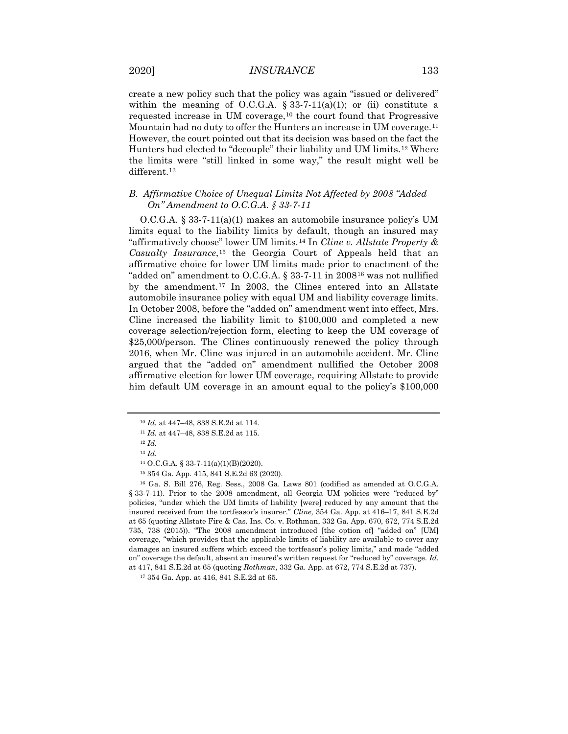create a new policy such that the policy was again "issued or delivered" within the meaning of O.C.G.A. § 33-7-11(a)(1); or (ii) constitute a requested increase in UM coverage,[10] the court found that Progressive Mountain had no duty to offer the Hunters an increase in UM coverage.[11] However, the court pointed out that its decision was based on the fact the Hunters had elected to "decouple" their liability and UM limits.[12] Where the limits were "still linked in some way," the result might well be different.[13]

### B. Affirmative Choice of Unequal Limits Not Affected by 2008 "Added On" Amendment to O.C.G.A. § 33-7-11

O.C.G.A. § 33-7-11(a)(1) makes an automobile insurance policy's UM limits equal to the liability limits by default, though an insured may "affirmatively choose" lower UM limits.[14] In *Cline v. Allstate Property & Casualty Insurance*,[15] the Georgia Court of Appeals held that an affirmative choice for lower UM limits made prior to enactment of the "added on" amendment to O.C.G.A. § 33-7-11 in 2008[16] was not nullified by the amendment.[17] In 2003, the Clines entered into an Allstate automobile insurance policy with equal UM and liability coverage limits. In October 2008, before the "added on" amendment went into effect, Mrs. Cline increased the liability limit to $100,000 and completed a new coverage selection/rejection form, electing to keep the UM coverage of $25,000/person. The Clines continuously renewed the policy through 2016, when Mr. Cline was injured in an automobile accident. Mr. Cline argued that the "added on" amendment nullified the October 2008 affirmative election for lower UM coverage, requiring Allstate to provide him default UM coverage in an amount equal to the policy's $100,000

---

[10] *Id.* at 447–48, 838 S.E.2d at 114.

[11] *Id.* at 447–48, 838 S.E.2d at 115.

[12] *Id.*

[13] *Id.*

[14] O.C.G.A. § 33-7-11(a)(1)(B)(2020).

[15] 354 Ga. App. 415, 841 S.E.2d 63 (2020).

[16] Ga. S. Bill 276, Reg. Sess., 2008 Ga. Laws 801 (codified as amended at O.C.G.A. § 33-7-11). Prior to the 2008 amendment, all Georgia UM policies were "reduced by" policies, "under which the UM limits of liability [were] reduced by any amount that the insured received from the tortfeasor's insurer." *Cline*, 354 Ga. App. at 416–17, 841 S.E.2d at 65 (quoting Allstate Fire & Cas. Ins. Co. v. Rothman, 332 Ga. App. 670, 672, 774 S.E.2d 735, 738 (2015)). "The 2008 amendment introduced [the option of] "added on" [UM] coverage, "which provides that the applicable limits of liability are available to cover any damages an insured suffers which exceed the tortfeasor's policy limits," and made "added on" coverage the default, absent an insured's written request for "reduced by" coverage. *Id.* at 417, 841 S.E.2d at 65 (quoting *Rothman*, 332 Ga. App. at 672, 774 S.E.2d at 737).

[17] 354 Ga. App. at 416, 841 S.E.2d at 65.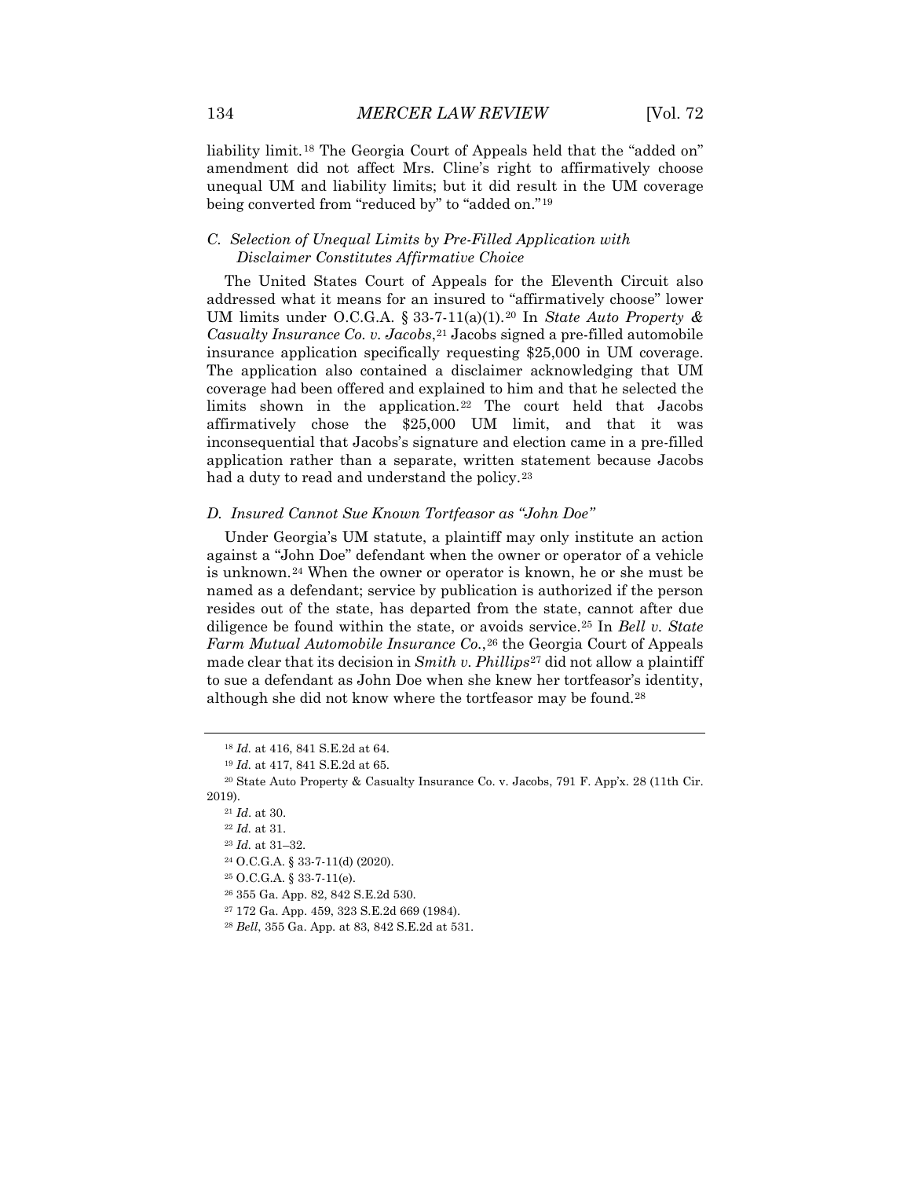liability limit.[18] The Georgia Court of Appeals held that the "added on" amendment did not affect Mrs. Cline's right to affirmatively choose unequal UM and liability limits; but it did result in the UM coverage being converted from "reduced by" to "added on."[19]

### *C. Selection of Unequal Limits by Pre-Filled Application with Disclaimer Constitutes Affirmative Choice*

The United States Court of Appeals for the Eleventh Circuit also addressed what it means for an insured to "affirmatively choose" lower UM limits under O.C.G.A. § 33-7-11(a)(1).[20] In *State Auto Property & Casualty Insurance Co. v. Jacobs*,[21] Jacobs signed a pre-filled automobile insurance application specifically requesting $25,000 in UM coverage. The application also contained a disclaimer acknowledging that UM coverage had been offered and explained to him and that he selected the limits shown in the application.[22] The court held that Jacobs affirmatively chose the $25,000 UM limit, and that it was inconsequential that Jacobs's signature and election came in a pre-filled application rather than a separate, written statement because Jacobs had a duty to read and understand the policy.[23]

### *D. Insured Cannot Sue Known Tortfeasor as "John Doe"*

Under Georgia's UM statute, a plaintiff may only institute an action against a "John Doe" defendant when the owner or operator of a vehicle is unknown.[24] When the owner or operator is known, he or she must be named as a defendant; service by publication is authorized if the person resides out of the state, has departed from the state, cannot after due diligence be found within the state, or avoids service.[25] In *Bell v. State Farm Mutual Automobile Insurance Co.*,[26] the Georgia Court of Appeals made clear that its decision in *Smith v. Phillips*[27] did not allow a plaintiff to sue a defendant as John Doe when she knew her tortfeasor's identity, although she did not know where the tortfeasor may be found.[28]

---

[18] *Id.* at 416, 841 S.E.2d at 64.

[19] *Id.* at 417, 841 S.E.2d at 65.

[20] State Auto Property & Casualty Insurance Co. v. Jacobs, 791 F. App'x. 28 (11th Cir. 2019).

[21] *Id*. at 30.

[22] *Id.* at 31.

[23] *Id.* at 31–32.

[24] O.C.G.A. § 33-7-11(d) (2020).

[25] O.C.G.A. § 33-7-11(e).

[26] 355 Ga. App. 82, 842 S.E.2d 530.

[27] 172 Ga. App. 459, 323 S.E.2d 669 (1984).

[28] *Bell*, 355 Ga. App. at 83, 842 S.E.2d at 531.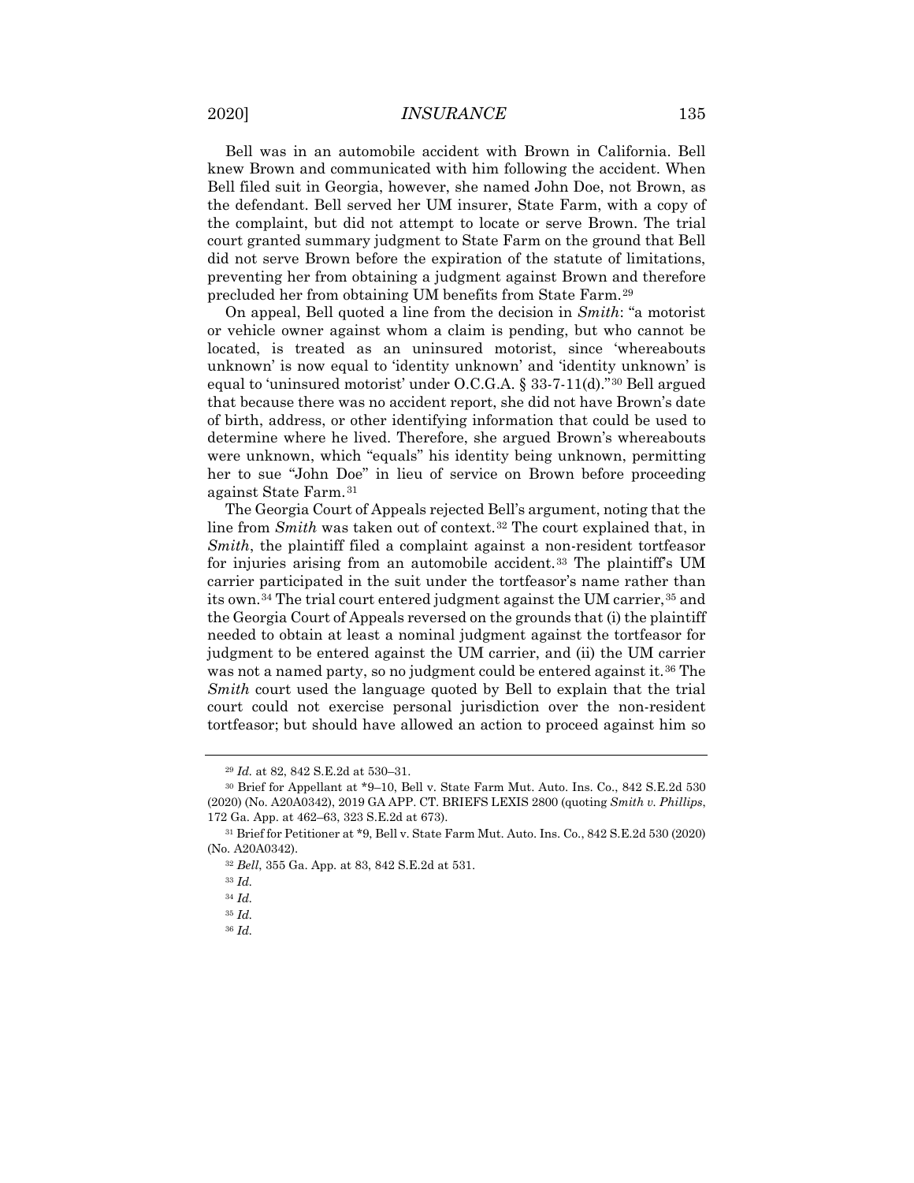Bell was in an automobile accident with Brown in California. Bell knew Brown and communicated with him following the accident. When Bell filed suit in Georgia, however, she named John Doe, not Brown, as the defendant. Bell served her UM insurer, State Farm, with a copy of the complaint, but did not attempt to locate or serve Brown. The trial court granted summary judgment to State Farm on the ground that Bell did not serve Brown before the expiration of the statute of limitations, preventing her from obtaining a judgment against Brown and therefore precluded her from obtaining UM benefits from State Farm.[29]

On appeal, Bell quoted a line from the decision in *Smith*: "a motorist or vehicle owner against whom a claim is pending, but who cannot be located, is treated as an uninsured motorist, since 'whereabouts unknown' is now equal to 'identity unknown' and 'identity unknown' is equal to 'uninsured motorist' under O.C.G.A. § 33-7-11(d)."[30] Bell argued that because there was no accident report, she did not have Brown's date of birth, address, or other identifying information that could be used to determine where he lived. Therefore, she argued Brown's whereabouts were unknown, which "equals" his identity being unknown, permitting her to sue "John Doe" in lieu of service on Brown before proceeding against State Farm.[31]

The Georgia Court of Appeals rejected Bell's argument, noting that the line from *Smith* was taken out of context.[32] The court explained that, in *Smith*, the plaintiff filed a complaint against a non-resident tortfeasor for injuries arising from an automobile accident.[33] The plaintiff's UM carrier participated in the suit under the tortfeasor's name rather than its own.[34] The trial court entered judgment against the UM carrier,[35] and the Georgia Court of Appeals reversed on the grounds that (i) the plaintiff needed to obtain at least a nominal judgment against the tortfeasor for judgment to be entered against the UM carrier, and (ii) the UM carrier was not a named party, so no judgment could be entered against it.[36] The *Smith* court used the language quoted by Bell to explain that the trial court could not exercise personal jurisdiction over the non-resident tortfeasor; but should have allowed an action to proceed against him so

---

[29] *Id.* at 82, 842 S.E.2d at 530–31.

[30] Brief for Appellant at *9–10, Bell v. State Farm Mut. Auto. Ins. Co., 842 S.E.2d 530 (2020) (No. A20A0342), 2019 GA APP. CT. BRIEFS LEXIS 2800 (quoting *Smith v. Phillips*, 172 Ga. App. at 462–63, 323 S.E.2d at 673).

[31] Brief for Petitioner at *9, Bell v. State Farm Mut. Auto. Ins. Co., 842 S.E.2d 530 (2020) (No. A20A0342).

[32] *Bell*, 355 Ga. App. at 83, 842 S.E.2d at 531.

[33] *Id.*

[34] *Id.*

[35] *Id.*

[36] *Id.*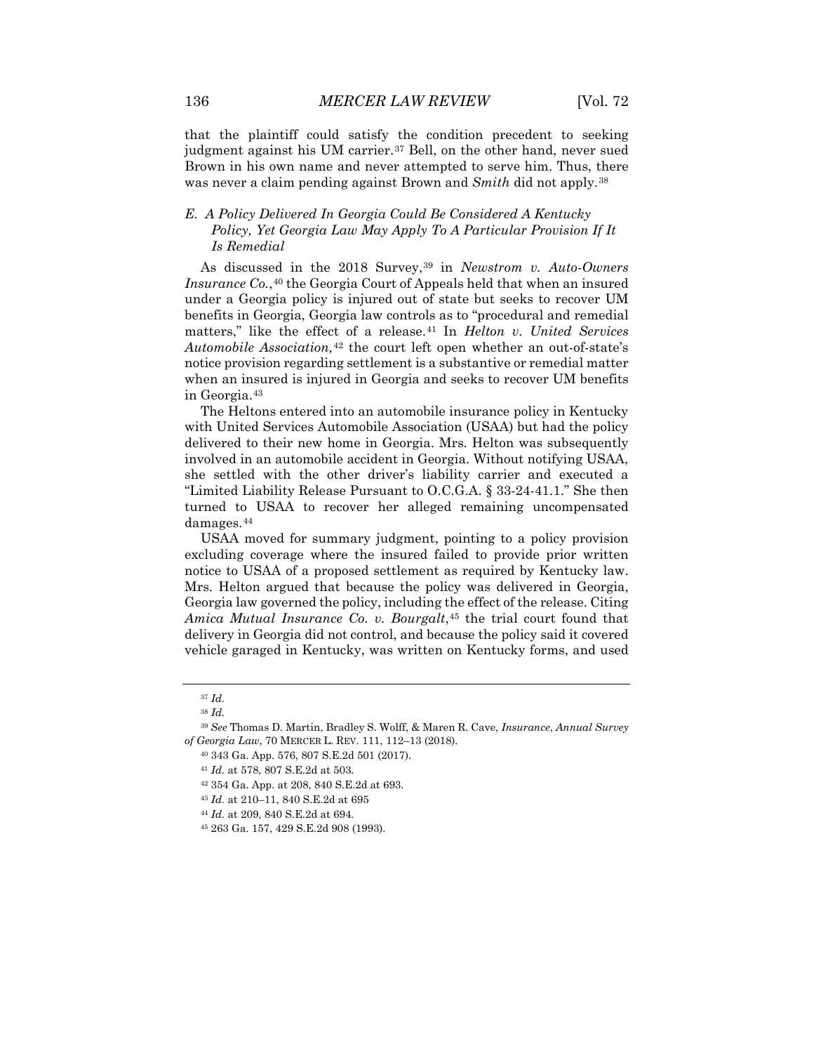that the plaintiff could satisfy the condition precedent to seeking judgment against his UM carrier.[37] Bell, on the other hand, never sued Brown in his own name and never attempted to serve him. Thus, there was never a claim pending against Brown and *Smith* did not apply.[38]

### *E. A Policy Delivered In Georgia Could Be Considered A Kentucky Policy, Yet Georgia Law May Apply To A Particular Provision If It Is Remedial*

As discussed in the 2018 Survey,[39] in *Newstrom v. Auto-Owners Insurance Co.*,[40] the Georgia Court of Appeals held that when an insured under a Georgia policy is injured out of state but seeks to recover UM benefits in Georgia, Georgia law controls as to "procedural and remedial matters," like the effect of a release.[41] In *Helton v. United Services Automobile Association,*[42] the court left open whether an out-of-state's notice provision regarding settlement is a substantive or remedial matter when an insured is injured in Georgia and seeks to recover UM benefits in Georgia.[43]

The Heltons entered into an automobile insurance policy in Kentucky with United Services Automobile Association (USAA) but had the policy delivered to their new home in Georgia. Mrs. Helton was subsequently involved in an automobile accident in Georgia. Without notifying USAA, she settled with the other driver's liability carrier and executed a "Limited Liability Release Pursuant to O.C.G.A. § 33-24-41.1." She then turned to USAA to recover her alleged remaining uncompensated damages.[44]

USAA moved for summary judgment, pointing to a policy provision excluding coverage where the insured failed to provide prior written notice to USAA of a proposed settlement as required by Kentucky law. Mrs. Helton argued that because the policy was delivered in Georgia, Georgia law governed the policy, including the effect of the release. Citing *Amica Mutual Insurance Co. v. Bourgalt*,[45] the trial court found that delivery in Georgia did not control, and because the policy said it covered vehicle garaged in Kentucky, was written on Kentucky forms, and used

---

[37] *Id.*

[38] *Id.*

[39] *See* Thomas D. Martin, Bradley S. Wolff, & Maren R. Cave, *Insurance*, *Annual Survey of Georgia Law*, 70 MERCER L. REV. 111, 112–13 (2018).

[40] 343 Ga. App. 576, 807 S.E.2d 501 (2017).

[41] *Id.* at 578, 807 S.E.2d at 503.

[42] 354 Ga. App. at 208, 840 S.E.2d at 693.

[43] *Id.* at 210–11, 840 S.E.2d at 695

[44] *Id.* at 209, 840 S.E.2d at 694.

[45] 263 Ga. 157, 429 S.E.2d 908 (1993).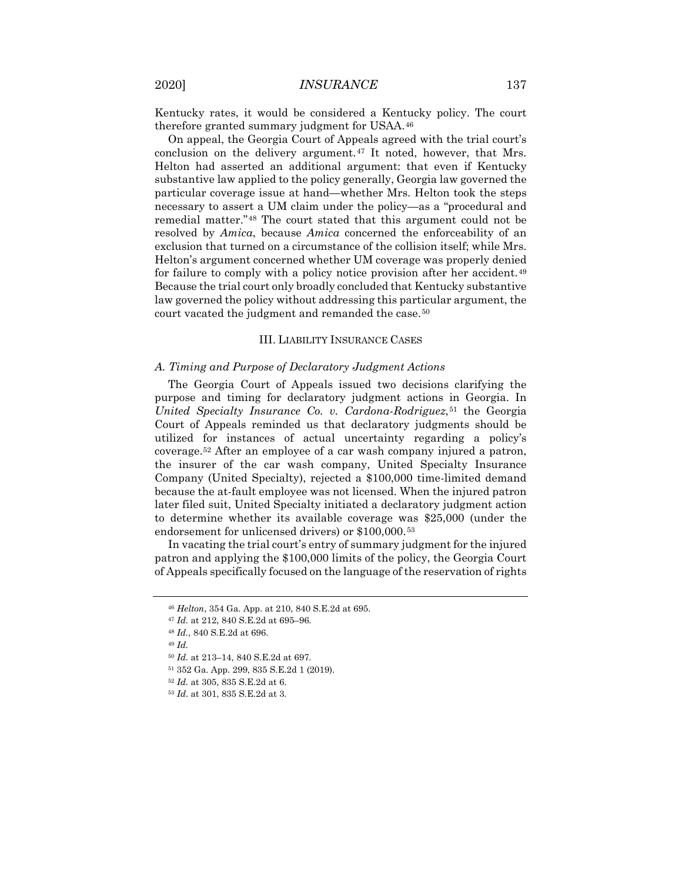Kentucky rates, it would be considered a Kentucky policy. The court therefore granted summary judgment for USAA.[46]

On appeal, the Georgia Court of Appeals agreed with the trial court's conclusion on the delivery argument.[47] It noted, however, that Mrs. Helton had asserted an additional argument: that even if Kentucky substantive law applied to the policy generally, Georgia law governed the particular coverage issue at hand—whether Mrs. Helton took the steps necessary to assert a UM claim under the policy—as a "procedural and remedial matter."[48] The court stated that this argument could not be resolved by *Amica*, because *Amica* concerned the enforceability of an exclusion that turned on a circumstance of the collision itself; while Mrs. Helton's argument concerned whether UM coverage was properly denied for failure to comply with a policy notice provision after her accident.[49] Because the trial court only broadly concluded that Kentucky substantive law governed the policy without addressing this particular argument, the court vacated the judgment and remanded the case.[50]

## III. LIABILITY INSURANCE CASES

### *A. Timing and Purpose of Declaratory Judgment Actions*

The Georgia Court of Appeals issued two decisions clarifying the purpose and timing for declaratory judgment actions in Georgia. In *United Specialty Insurance Co. v. Cardona-Rodriguez*,[51] the Georgia Court of Appeals reminded us that declaratory judgments should be utilized for instances of actual uncertainty regarding a policy's coverage.[52] After an employee of a car wash company injured a patron, the insurer of the car wash company, United Specialty Insurance Company (United Specialty), rejected a $100,000 time-limited demand because the at-fault employee was not licensed. When the injured patron later filed suit, United Specialty initiated a declaratory judgment action to determine whether its available coverage was $25,000 (under the endorsement for unlicensed drivers) or $100,000.[53]

In vacating the trial court's entry of summary judgment for the injured patron and applying the $100,000 limits of the policy, the Georgia Court of Appeals specifically focused on the language of the reservation of rights

---

[46] *Helton*, 354 Ga. App. at 210, 840 S.E.2d at 695.

[47] *Id.* at 212, 840 S.E.2d at 695–96.

[48] *Id.*, 840 S.E.2d at 696.

[49] *Id.*

[50] *Id.* at 213–14, 840 S.E.2d at 697.

[51] 352 Ga. App. 299, 835 S.E.2d 1 (2019).

[52] *Id.* at 305, 835 S.E.2d at 6.

[53] *Id.* at 301, 835 S.E.2d at 3.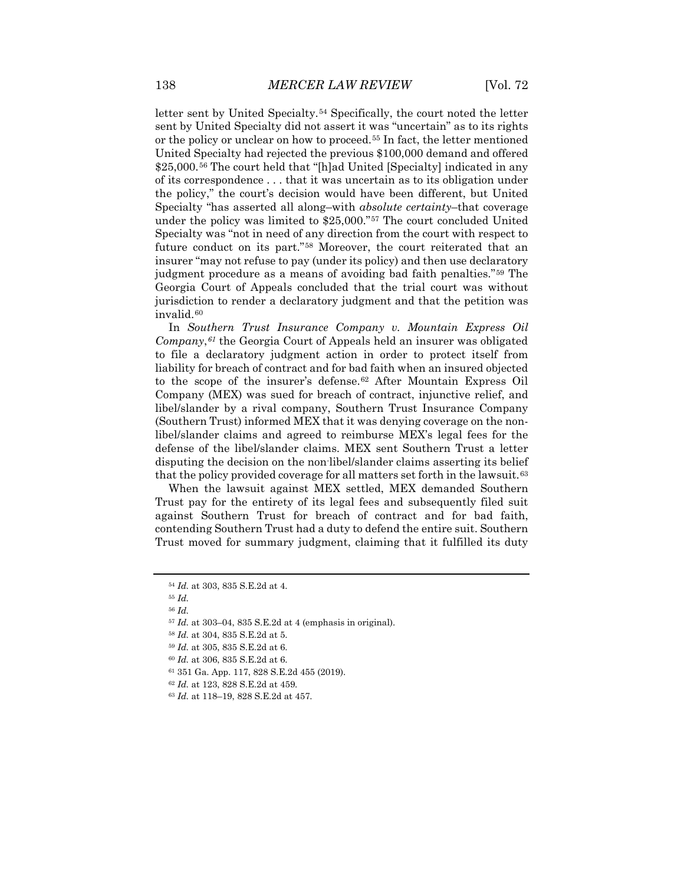letter sent by United Specialty.[54] Specifically, the court noted the letter sent by United Specialty did not assert it was "uncertain" as to its rights or the policy or unclear on how to proceed.[55] In fact, the letter mentioned United Specialty had rejected the previous $100,000 demand and offered $25,000.[56] The court held that "[h]ad United [Specialty] indicated in any of its correspondence . . . that it was uncertain as to its obligation under the policy," the court's decision would have been different, but United Specialty "has asserted all along–with *absolute certainty*–that coverage under the policy was limited to $25,000."[57] The court concluded United Specialty was "not in need of any direction from the court with respect to future conduct on its part."[58] Moreover, the court reiterated that an insurer "may not refuse to pay (under its policy) and then use declaratory judgment procedure as a means of avoiding bad faith penalties."[59] The Georgia Court of Appeals concluded that the trial court was without jurisdiction to render a declaratory judgment and that the petition was invalid.[60]

In *Southern Trust Insurance Company v. Mountain Express Oil Company*,[61] the Georgia Court of Appeals held an insurer was obligated to file a declaratory judgment action in order to protect itself from liability for breach of contract and for bad faith when an insured objected to the scope of the insurer's defense.[62] After Mountain Express Oil Company (MEX) was sued for breach of contract, injunctive relief, and libel/slander by a rival company, Southern Trust Insurance Company (Southern Trust) informed MEX that it was denying coverage on the non-libel/slander claims and agreed to reimburse MEX's legal fees for the defense of the libel/slander claims. MEX sent Southern Trust a letter disputing the decision on the non-libel/slander claims asserting its belief that the policy provided coverage for all matters set forth in the lawsuit.[63]

When the lawsuit against MEX settled, MEX demanded Southern Trust pay for the entirety of its legal fees and subsequently filed suit against Southern Trust for breach of contract and for bad faith, contending Southern Trust had a duty to defend the entire suit. Southern Trust moved for summary judgment, claiming that it fulfilled its duty

---

[54] *Id.* at 303, 835 S.E.2d at 4.

[55] *Id.*

[56] *Id.*

[57] *Id.* at 303–04, 835 S.E.2d at 4 (emphasis in original).

[58] *Id.* at 304, 835 S.E.2d at 5.

[59] *Id.* at 305, 835 S.E.2d at 6.

[60] *Id.* at 306, 835 S.E.2d at 6.

[61] 351 Ga. App. 117, 828 S.E.2d 455 (2019).

[62] *Id.* at 123, 828 S.E.2d at 459.

[63] *Id.* at 118–19, 828 S.E.2d at 457.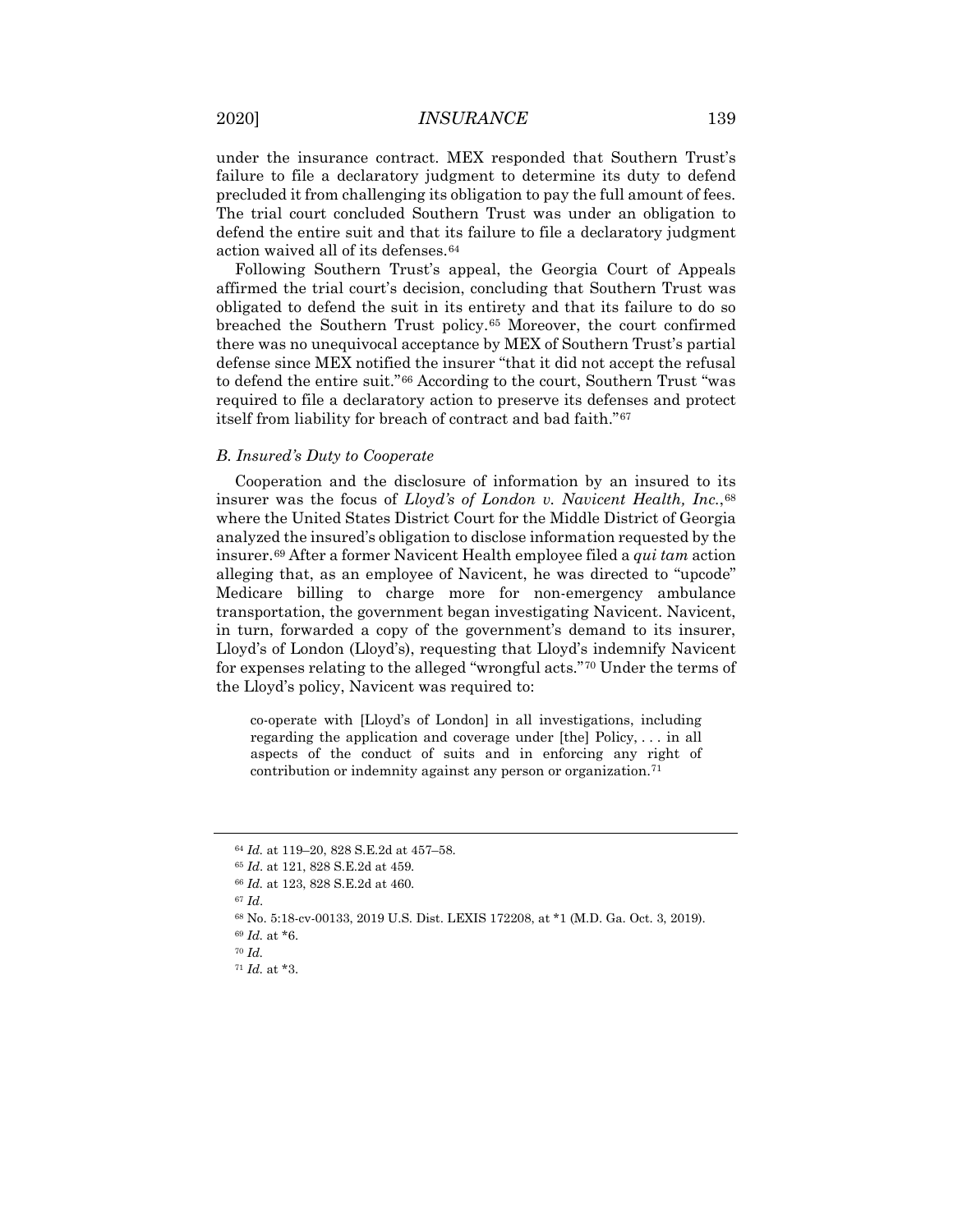under the insurance contract. MEX responded that Southern Trust's failure to file a declaratory judgment to determine its duty to defend precluded it from challenging its obligation to pay the full amount of fees. The trial court concluded Southern Trust was under an obligation to defend the entire suit and that its failure to file a declaratory judgment action waived all of its defenses.[64]

Following Southern Trust's appeal, the Georgia Court of Appeals affirmed the trial court's decision, concluding that Southern Trust was obligated to defend the suit in its entirety and that its failure to do so breached the Southern Trust policy.[65] Moreover, the court confirmed there was no unequivocal acceptance by MEX of Southern Trust's partial defense since MEX notified the insurer "that it did not accept the refusal to defend the entire suit."[66] According to the court, Southern Trust "was required to file a declaratory action to preserve its defenses and protect itself from liability for breach of contract and bad faith."[67]

### *B. Insured's Duty to Cooperate*

Cooperation and the disclosure of information by an insured to its insurer was the focus of *Lloyd's of London v. Navicent Health, Inc.*,[68] where the United States District Court for the Middle District of Georgia analyzed the insured's obligation to disclose information requested by the insurer.[69] After a former Navicent Health employee filed a *qui tam* action alleging that, as an employee of Navicent, he was directed to "upcode" Medicare billing to charge more for non-emergency ambulance transportation, the government began investigating Navicent. Navicent, in turn, forwarded a copy of the government's demand to its insurer, Lloyd's of London (Lloyd's), requesting that Lloyd's indemnify Navicent for expenses relating to the alleged "wrongful acts."[70] Under the terms of the Lloyd's policy, Navicent was required to:

> co-operate with [Lloyd's of London] in all investigations, including regarding the application and coverage under [the] Policy, . . . in all aspects of the conduct of suits and in enforcing any right of contribution or indemnity against any person or organization.[71]

---

[64] *Id.* at 119–20, 828 S.E.2d at 457–58.

[65] *Id*. at 121, 828 S.E.2d at 459.

[66] *Id.* at 123, 828 S.E.2d at 460.

[67] *Id*.

[68] No. 5:18-cv-00133, 2019 U.S. Dist. LEXIS 172208, at *1 (M.D. Ga. Oct. 3, 2019).

[69] *Id.* at *6.

[70] *Id.*

[71] *Id.* at *3.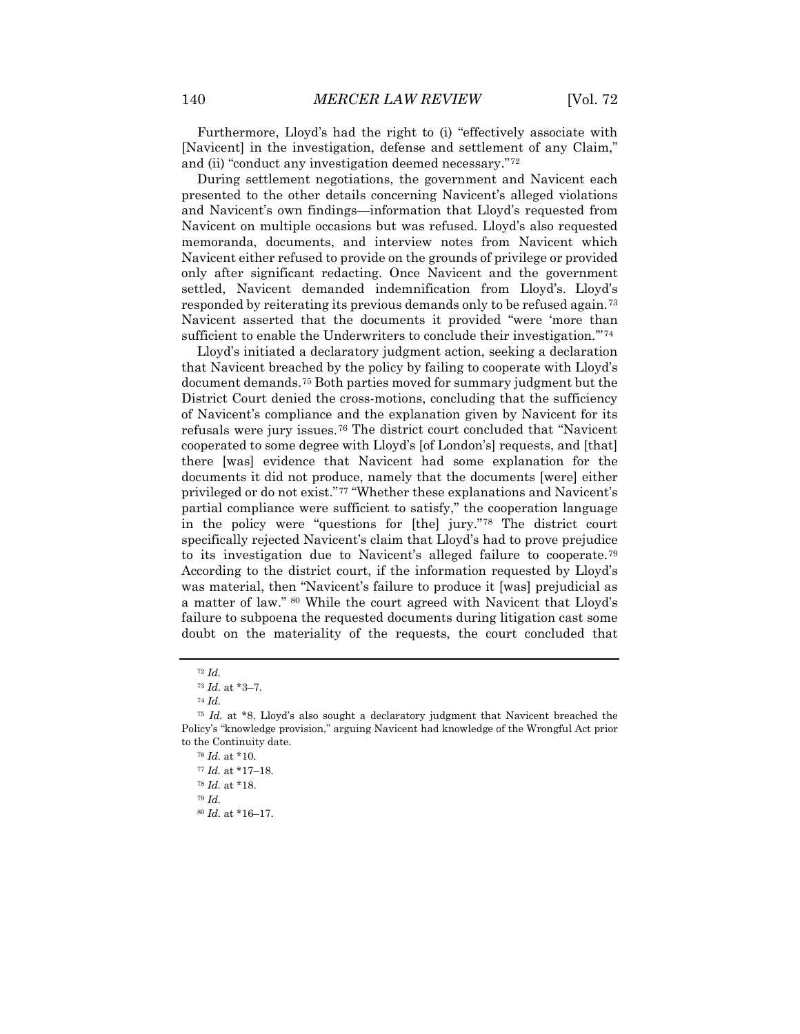Furthermore, Lloyd's had the right to (i) "effectively associate with [Navicent] in the investigation, defense and settlement of any Claim," and (ii) "conduct any investigation deemed necessary."[72]

During settlement negotiations, the government and Navicent each presented to the other details concerning Navicent's alleged violations and Navicent's own findings—information that Lloyd's requested from Navicent on multiple occasions but was refused. Lloyd's also requested memoranda, documents, and interview notes from Navicent which Navicent either refused to provide on the grounds of privilege or provided only after significant redacting. Once Navicent and the government settled, Navicent demanded indemnification from Lloyd's. Lloyd's responded by reiterating its previous demands only to be refused again.[73] Navicent asserted that the documents it provided "were 'more than sufficient to enable the Underwriters to conclude their investigation.'"[74]

Lloyd's initiated a declaratory judgment action, seeking a declaration that Navicent breached by the policy by failing to cooperate with Lloyd's document demands.[75] Both parties moved for summary judgment but the District Court denied the cross-motions, concluding that the sufficiency of Navicent's compliance and the explanation given by Navicent for its refusals were jury issues.[76] The district court concluded that "Navicent cooperated to some degree with Lloyd's [of London's] requests, and [that] there [was] evidence that Navicent had some explanation for the documents it did not produce, namely that the documents [were] either privileged or do not exist."[77] "Whether these explanations and Navicent's partial compliance were sufficient to satisfy," the cooperation language in the policy were "questions for [the] jury."[78] The district court specifically rejected Navicent's claim that Lloyd's had to prove prejudice to its investigation due to Navicent's alleged failure to cooperate.[79] According to the district court, if the information requested by Lloyd's was material, then "Navicent's failure to produce it [was] prejudicial as a matter of law." [80] While the court agreed with Navicent that Lloyd's failure to subpoena the requested documents during litigation cast some doubt on the materiality of the requests, the court concluded that

---

[72] *Id.*

[73] *Id.* at *3–7.

[74] *Id.*

[75] *Id.* at *8. Lloyd's also sought a declaratory judgment that Navicent breached the Policy's "knowledge provision," arguing Navicent had knowledge of the Wrongful Act prior to the Continuity date.

[76] *Id.* at *10.

[77] *Id.* at *17–18.

[78] *Id.* at *18.

[79] *Id.*

[80] *Id.* at *16–17.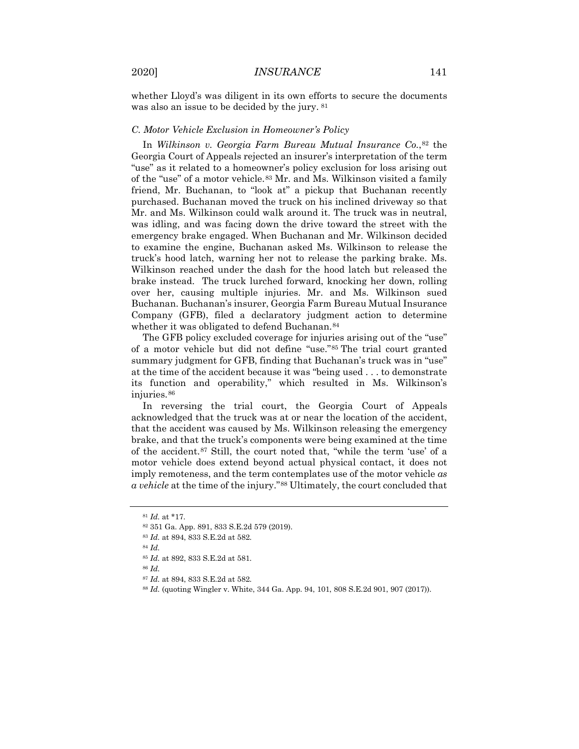whether Lloyd's was diligent in its own efforts to secure the documents was also an issue to be decided by the jury. [81]

### C. Motor Vehicle Exclusion in Homeowner's Policy

In *Wilkinson v. Georgia Farm Bureau Mutual Insurance Co.*,[82] the Georgia Court of Appeals rejected an insurer's interpretation of the term "use" as it related to a homeowner's policy exclusion for loss arising out of the "use" of a motor vehicle.[83] Mr. and Ms. Wilkinson visited a family friend, Mr. Buchanan, to "look at" a pickup that Buchanan recently purchased. Buchanan moved the truck on his inclined driveway so that Mr. and Ms. Wilkinson could walk around it. The truck was in neutral, was idling, and was facing down the drive toward the street with the emergency brake engaged. When Buchanan and Mr. Wilkinson decided to examine the engine, Buchanan asked Ms. Wilkinson to release the truck's hood latch, warning her not to release the parking brake. Ms. Wilkinson reached under the dash for the hood latch but released the brake instead. The truck lurched forward, knocking her down, rolling over her, causing multiple injuries. Mr. and Ms. Wilkinson sued Buchanan. Buchanan's insurer, Georgia Farm Bureau Mutual Insurance Company (GFB), filed a declaratory judgment action to determine whether it was obligated to defend Buchanan.[84]

The GFB policy excluded coverage for injuries arising out of the "use" of a motor vehicle but did not define "use."[85] The trial court granted summary judgment for GFB, finding that Buchanan's truck was in "use" at the time of the accident because it was "being used . . . to demonstrate its function and operability," which resulted in Ms. Wilkinson's injuries.[86]

In reversing the trial court, the Georgia Court of Appeals acknowledged that the truck was at or near the location of the accident, that the accident was caused by Ms. Wilkinson releasing the emergency brake, and that the truck's components were being examined at the time of the accident.[87] Still, the court noted that, "while the term 'use' of a motor vehicle does extend beyond actual physical contact, it does not imply remoteness, and the term contemplates use of the motor vehicle *as a vehicle* at the time of the injury."[88] Ultimately, the court concluded that

---

[81] *Id.* at *17.

[82] 351 Ga. App. 891, 833 S.E.2d 579 (2019).

[83] *Id.* at 894, 833 S.E.2d at 582.

[84] *Id.*

[85] *Id.* at 892, 833 S.E.2d at 581.

[86] *Id.*

[87] *Id.* at 894, 833 S.E.2d at 582.

[88] *Id.* (quoting Wingler v. White, 344 Ga. App. 94, 101, 808 S.E.2d 901, 907 (2017)).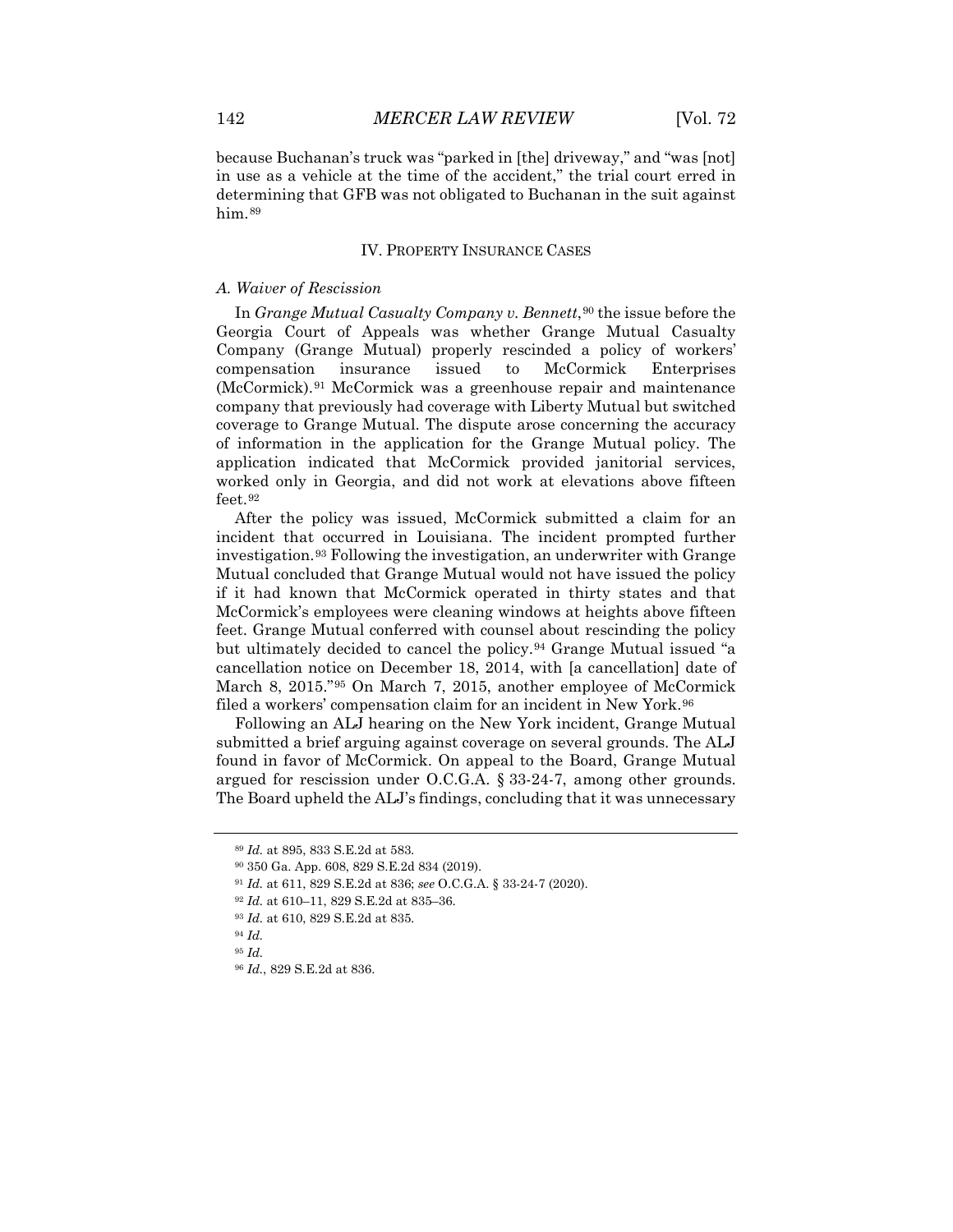because Buchanan's truck was "parked in [the] driveway," and "was [not] in use as a vehicle at the time of the accident," the trial court erred in determining that GFB was not obligated to Buchanan in the suit against him.[89]

## IV. Property Insurance Cases

### *A. Waiver of Rescission*

In *Grange Mutual Casualty Company v. Bennett*,[90] the issue before the Georgia Court of Appeals was whether Grange Mutual Casualty Company (Grange Mutual) properly rescinded a policy of workers' compensation insurance issued to McCormick Enterprises (McCormick).[91] McCormick was a greenhouse repair and maintenance company that previously had coverage with Liberty Mutual but switched coverage to Grange Mutual. The dispute arose concerning the accuracy of information in the application for the Grange Mutual policy. The application indicated that McCormick provided janitorial services, worked only in Georgia, and did not work at elevations above fifteen feet.[92]

After the policy was issued, McCormick submitted a claim for an incident that occurred in Louisiana. The incident prompted further investigation.[93] Following the investigation, an underwriter with Grange Mutual concluded that Grange Mutual would not have issued the policy if it had known that McCormick operated in thirty states and that McCormick's employees were cleaning windows at heights above fifteen feet. Grange Mutual conferred with counsel about rescinding the policy but ultimately decided to cancel the policy.[94] Grange Mutual issued "a cancellation notice on December 18, 2014, with [a cancellation] date of March 8, 2015."[95] On March 7, 2015, another employee of McCormick filed a workers' compensation claim for an incident in New York.[96]

Following an ALJ hearing on the New York incident, Grange Mutual submitted a brief arguing against coverage on several grounds. The ALJ found in favor of McCormick. On appeal to the Board, Grange Mutual argued for rescission under O.C.G.A. § 33-24-7, among other grounds. The Board upheld the ALJ's findings, concluding that it was unnecessary

---

[89] *Id.* at 895, 833 S.E.2d at 583.

[90] 350 Ga. App. 608, 829 S.E.2d 834 (2019).

[91] *Id.* at 611, 829 S.E.2d at 836; *see* O.C.G.A. § 33-24-7 (2020).

[92] *Id.* at 610–11, 829 S.E.2d at 835–36.

[93] *Id.* at 610, 829 S.E.2d at 835.

[94] *Id.*

[95] *Id.*

[96] *Id.*, 829 S.E.2d at 836.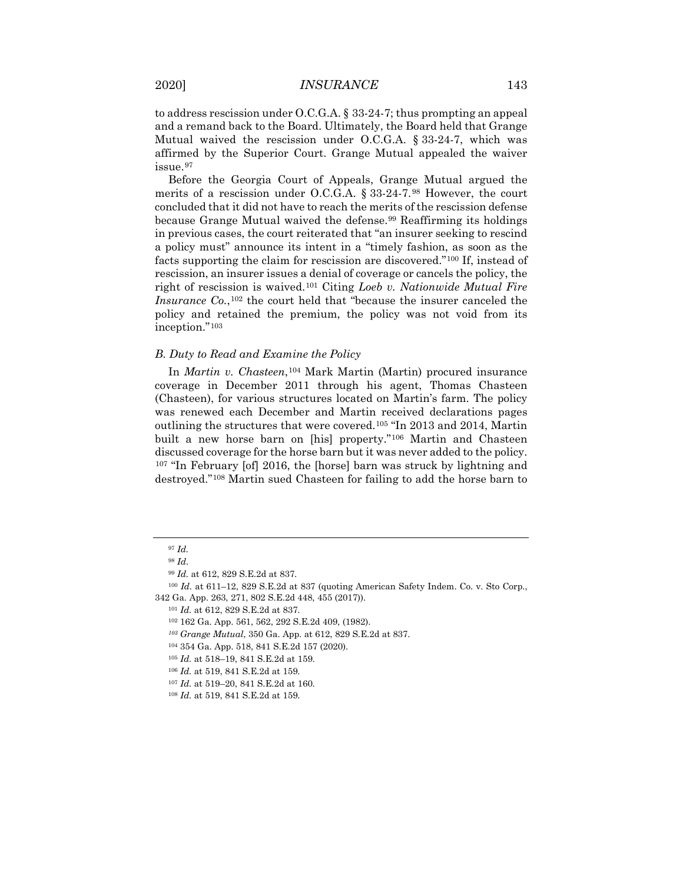to address rescission under O.C.G.A. § 33-24-7; thus prompting an appeal and a remand back to the Board. Ultimately, the Board held that Grange Mutual waived the rescission under O.C.G.A. § 33-24-7, which was affirmed by the Superior Court. Grange Mutual appealed the waiver issue.[97]

Before the Georgia Court of Appeals, Grange Mutual argued the merits of a rescission under O.C.G.A. § 33-24-7.[98] However, the court concluded that it did not have to reach the merits of the rescission defense because Grange Mutual waived the defense.[99] Reaffirming its holdings in previous cases, the court reiterated that "an insurer seeking to rescind a policy must" announce its intent in a "timely fashion, as soon as the facts supporting the claim for rescission are discovered."[100] If, instead of rescission, an insurer issues a denial of coverage or cancels the policy, the right of rescission is waived.[101] Citing *Loeb v. Nationwide Mutual Fire Insurance Co.*,[102] the court held that "because the insurer canceled the policy and retained the premium, the policy was not void from its inception."[103]

### *B. Duty to Read and Examine the Policy*

In *Martin v. Chasteen*,[104] Mark Martin (Martin) procured insurance coverage in December 2011 through his agent, Thomas Chasteen (Chasteen), for various structures located on Martin's farm. The policy was renewed each December and Martin received declarations pages outlining the structures that were covered.[105] "In 2013 and 2014, Martin built a new horse barn on [his] property."[106] Martin and Chasteen discussed coverage for the horse barn but it was never added to the policy.[107] "In February [of] 2016, the [horse] barn was struck by lightning and destroyed."[108] Martin sued Chasteen for failing to add the horse barn to

---

[97] *Id.*

[98] *Id.*

[99] *Id.* at 612, 829 S.E.2d at 837.

[100] *Id.* at 611–12, 829 S.E.2d at 837 (quoting American Safety Indem. Co. v. Sto Corp., 342 Ga. App. 263, 271, 802 S.E.2d 448, 455 (2017)).

[101] *Id.* at 612, 829 S.E.2d at 837.

[102] 162 Ga. App. 561, 562, 292 S.E.2d 409, (1982).

[103] *Grange Mutual*, 350 Ga. App. at 612, 829 S.E.2d at 837.

[104] 354 Ga. App. 518, 841 S.E.2d 157 (2020).

[105] *Id.* at 518–19, 841 S.E.2d at 159.

[106] *Id.* at 519, 841 S.E.2d at 159.

[107] *Id.* at 519–20, 841 S.E.2d at 160.

[108] *Id.* at 519, 841 S.E.2d at 159.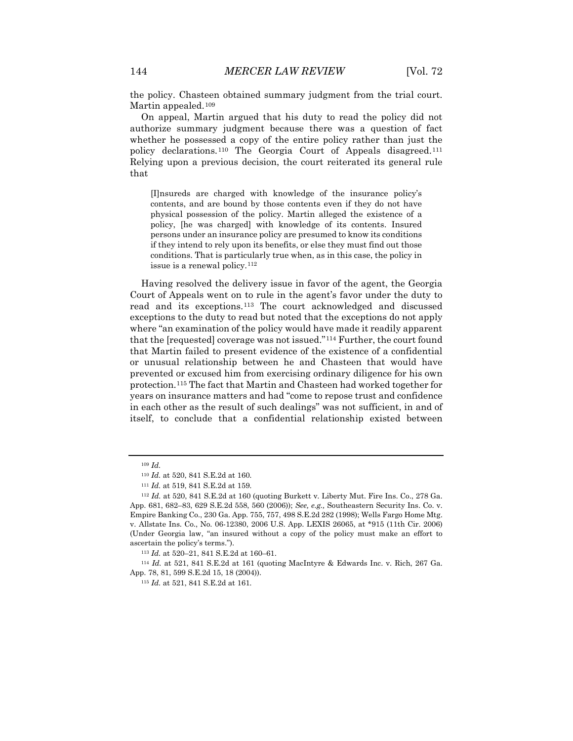the policy. Chasteen obtained summary judgment from the trial court. Martin appealed.[109]

On appeal, Martin argued that his duty to read the policy did not authorize summary judgment because there was a question of fact whether he possessed a copy of the entire policy rather than just the policy declarations.[110] The Georgia Court of Appeals disagreed.[111] Relying upon a previous decision, the court reiterated its general rule that

> [I]nsureds are charged with knowledge of the insurance policy's contents, and are bound by those contents even if they do not have physical possession of the policy. Martin alleged the existence of a policy, [he was charged] with knowledge of its contents. Insured persons under an insurance policy are presumed to know its conditions if they intend to rely upon its benefits, or else they must find out those conditions. That is particularly true when, as in this case, the policy in issue is a renewal policy.[112]

Having resolved the delivery issue in favor of the agent, the Georgia Court of Appeals went on to rule in the agent's favor under the duty to read and its exceptions.[113] The court acknowledged and discussed exceptions to the duty to read but noted that the exceptions do not apply where "an examination of the policy would have made it readily apparent that the [requested] coverage was not issued."[114] Further, the court found that Martin failed to present evidence of the existence of a confidential or unusual relationship between he and Chasteen that would have prevented or excused him from exercising ordinary diligence for his own protection.[115] The fact that Martin and Chasteen had worked together for years on insurance matters and had "come to repose trust and confidence in each other as the result of such dealings" was not sufficient, in and of itself, to conclude that a confidential relationship existed between

---

[109] *Id.*

[110] *Id.* at 520, 841 S.E.2d at 160.

[111] *Id.* at 519, 841 S.E.2d at 159.

[112] *Id.* at 520, 841 S.E.2d at 160 (quoting Burkett v. Liberty Mut. Fire Ins. Co., 278 Ga. App. 681, 682–83, 629 S.E.2d 558, 560 (2006)); *See, e.g.,* Southeastern Security Ins. Co. v. Empire Banking Co., 230 Ga. App. 755, 757, 498 S.E.2d 282 (1998); Wells Fargo Home Mtg. v. Allstate Ins. Co., No. 06-12380, 2006 U.S. App. LEXIS 26065, at *915 (11th Cir. 2006) (Under Georgia law, "an insured without a copy of the policy must make an effort to ascertain the policy's terms.").

[113] *Id.* at 520–21, 841 S.E.2d at 160–61.

[114] *Id.* at 521, 841 S.E.2d at 161 (quoting MacIntyre & Edwards Inc. v. Rich, 267 Ga. App. 78, 81, 599 S.E.2d 15, 18 (2004)).

[115] *Id.* at 521, 841 S.E.2d at 161.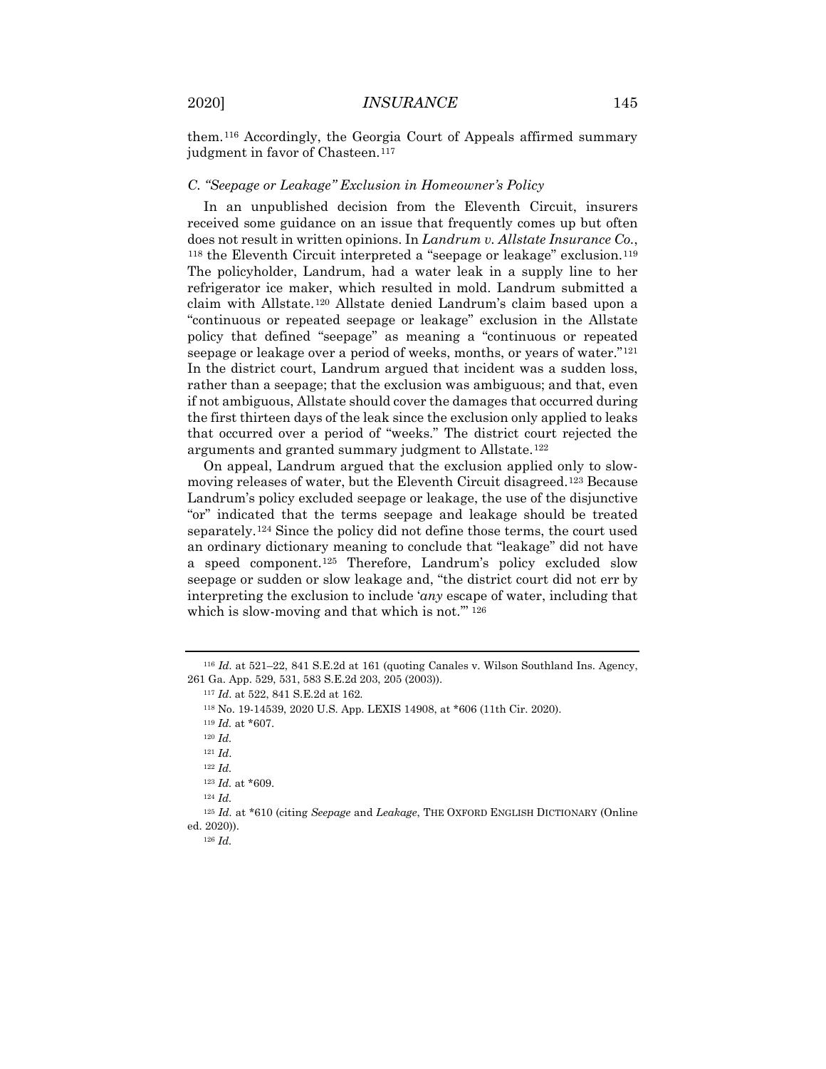them.[116] Accordingly, the Georgia Court of Appeals affirmed summary judgment in favor of Chasteen.[117]

### *C. "Seepage or Leakage" Exclusion in Homeowner's Policy*

In an unpublished decision from the Eleventh Circuit, insurers received some guidance on an issue that frequently comes up but often does not result in written opinions. In *Landrum v. Allstate Insurance Co.*,[118] the Eleventh Circuit interpreted a "seepage or leakage" exclusion.[119] The policyholder, Landrum, had a water leak in a supply line to her refrigerator ice maker, which resulted in mold. Landrum submitted a claim with Allstate.[120] Allstate denied Landrum's claim based upon a "continuous or repeated seepage or leakage" exclusion in the Allstate policy that defined "seepage" as meaning a "continuous or repeated seepage or leakage over a period of weeks, months, or years of water."[121] In the district court, Landrum argued that incident was a sudden loss, rather than a seepage; that the exclusion was ambiguous; and that, even if not ambiguous, Allstate should cover the damages that occurred during the first thirteen days of the leak since the exclusion only applied to leaks that occurred over a period of "weeks." The district court rejected the arguments and granted summary judgment to Allstate.[122]

On appeal, Landrum argued that the exclusion applied only to slow-moving releases of water, but the Eleventh Circuit disagreed.[123] Because Landrum's policy excluded seepage or leakage, the use of the disjunctive "or" indicated that the terms seepage and leakage should be treated separately.[124] Since the policy did not define those terms, the court used an ordinary dictionary meaning to conclude that "leakage" did not have a speed component.[125] Therefore, Landrum's policy excluded slow seepage or sudden or slow leakage and, "the district court did not err by interpreting the exclusion to include '*any* escape of water, including that which is slow-moving and that which is not.'"[126]

---

[116] *Id.* at 521–22, 841 S.E.2d at 161 (quoting Canales v. Wilson Southland Ins. Agency, 261 Ga. App. 529, 531, 583 S.E.2d 203, 205 (2003)).

[117] *Id.* at 522, 841 S.E.2d at 162.

[118] No. 19-14539, 2020 U.S. App. LEXIS 14908, at *606 (11th Cir. 2020).

[119] *Id.* at *607.

[120] *Id.*

[121] *Id.*

[122] *Id.*

[123] *Id.* at *609.

[124] *Id.*

[125] *Id.* at *610 (citing *Seepage* and *Leakage*, THE OXFORD ENGLISH DICTIONARY (Online ed. 2020)).

[126] *Id.*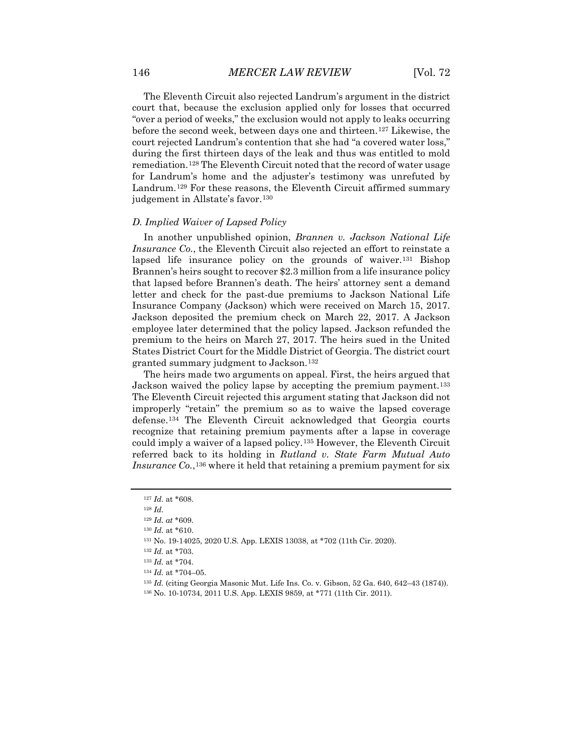The Eleventh Circuit also rejected Landrum's argument in the district court that, because the exclusion applied only for losses that occurred "over a period of weeks," the exclusion would not apply to leaks occurring before the second week, between days one and thirteen.[127] Likewise, the court rejected Landrum's contention that she had "a covered water loss," during the first thirteen days of the leak and thus was entitled to mold remediation.[128] The Eleventh Circuit noted that the record of water usage for Landrum's home and the adjuster's testimony was unrefuted by Landrum.[129] For these reasons, the Eleventh Circuit affirmed summary judgement in Allstate's favor.[130]

### *D. Implied Waiver of Lapsed Policy*

In another unpublished opinion, *Brannen v. Jackson National Life Insurance Co.*, the Eleventh Circuit also rejected an effort to reinstate a lapsed life insurance policy on the grounds of waiver.[131] Bishop Brannen's heirs sought to recover $2.3 million from a life insurance policy that lapsed before Brannen's death. The heirs' attorney sent a demand letter and check for the past-due premiums to Jackson National Life Insurance Company (Jackson) which were received on March 15, 2017. Jackson deposited the premium check on March 22, 2017. A Jackson employee later determined that the policy lapsed. Jackson refunded the premium to the heirs on March 27, 2017. The heirs sued in the United States District Court for the Middle District of Georgia. The district court granted summary judgment to Jackson.[132]

The heirs made two arguments on appeal. First, the heirs argued that Jackson waived the policy lapse by accepting the premium payment.[133] The Eleventh Circuit rejected this argument stating that Jackson did not improperly "retain" the premium so as to waive the lapsed coverage defense.[134] The Eleventh Circuit acknowledged that Georgia courts recognize that retaining premium payments after a lapse in coverage could imply a waiver of a lapsed policy.[135] However, the Eleventh Circuit referred back to its holding in *Rutland v. State Farm Mutual Auto Insurance Co.*,[136] where it held that retaining a premium payment for six

---

[127] *Id.* at *608.

[128] *Id.*

[129] *Id. at* *609.

[130] *Id.* at *610.

[131] No. 19-14025, 2020 U.S. App. LEXIS 13038, at *702 (11th Cir. 2020).

[132] *Id.* at *703.

[133] *Id.* at *704.

[134] *Id.* at *704–05.

[135] *Id.* (citing Georgia Masonic Mut. Life Ins. Co. v. Gibson, 52 Ga. 640, 642–43 (1874)).

[136] No. 10-10734, 2011 U.S. App. LEXIS 9859, at *771 (11th Cir. 2011).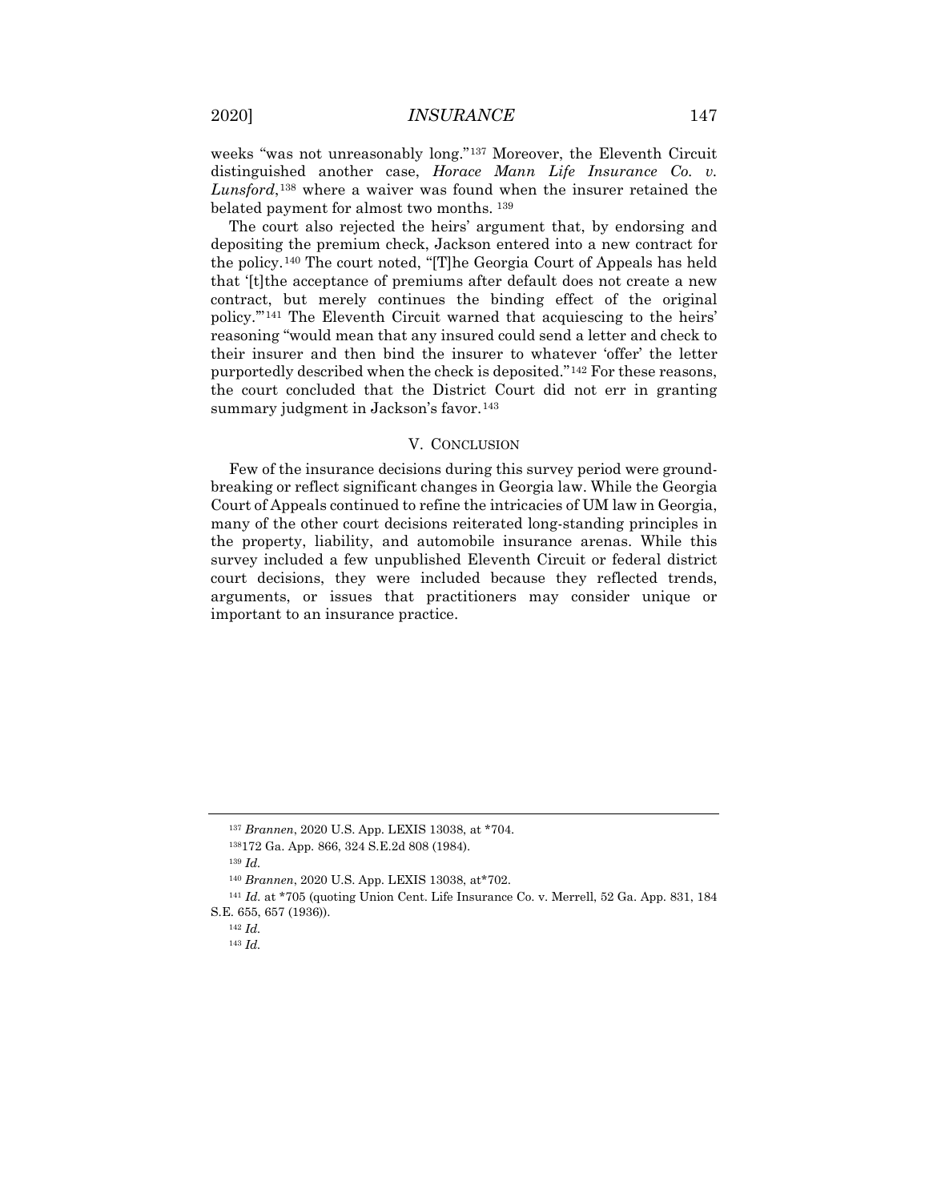weeks "was not unreasonably long."[137] Moreover, the Eleventh Circuit distinguished another case, *Horace Mann Life Insurance Co. v. Lunsford*,[138] where a waiver was found when the insurer retained the belated payment for almost two months. [139]

The court also rejected the heirs' argument that, by endorsing and depositing the premium check, Jackson entered into a new contract for the policy.[140] The court noted, "[T]he Georgia Court of Appeals has held that '[t]the acceptance of premiums after default does not create a new contract, but merely continues the binding effect of the original policy.'"[141] The Eleventh Circuit warned that acquiescing to the heirs' reasoning "would mean that any insured could send a letter and check to their insurer and then bind the insurer to whatever 'offer' the letter purportedly described when the check is deposited."[142] For these reasons, the court concluded that the District Court did not err in granting summary judgment in Jackson's favor.[143]

## V. Conclusion

Few of the insurance decisions during this survey period were groundbreaking or reflect significant changes in Georgia law. While the Georgia Court of Appeals continued to refine the intricacies of UM law in Georgia, many of the other court decisions reiterated long-standing principles in the property, liability, and automobile insurance arenas. While this survey included a few unpublished Eleventh Circuit or federal district court decisions, they were included because they reflected trends, arguments, or issues that practitioners may consider unique or important to an insurance practice.

---

[137] *Brannen*, 2020 U.S. App. LEXIS 13038, at *704.

[138] 172 Ga. App. 866, 324 S.E.2d 808 (1984).

[139] *Id.*

[140] *Brannen*, 2020 U.S. App. LEXIS 13038, at*702.

[141] *Id.* at *705 (quoting Union Cent. Life Insurance Co. v. Merrell, 52 Ga. App. 831, 184 S.E. 655, 657 (1936)).

[142] *Id.*

[143] *Id.*